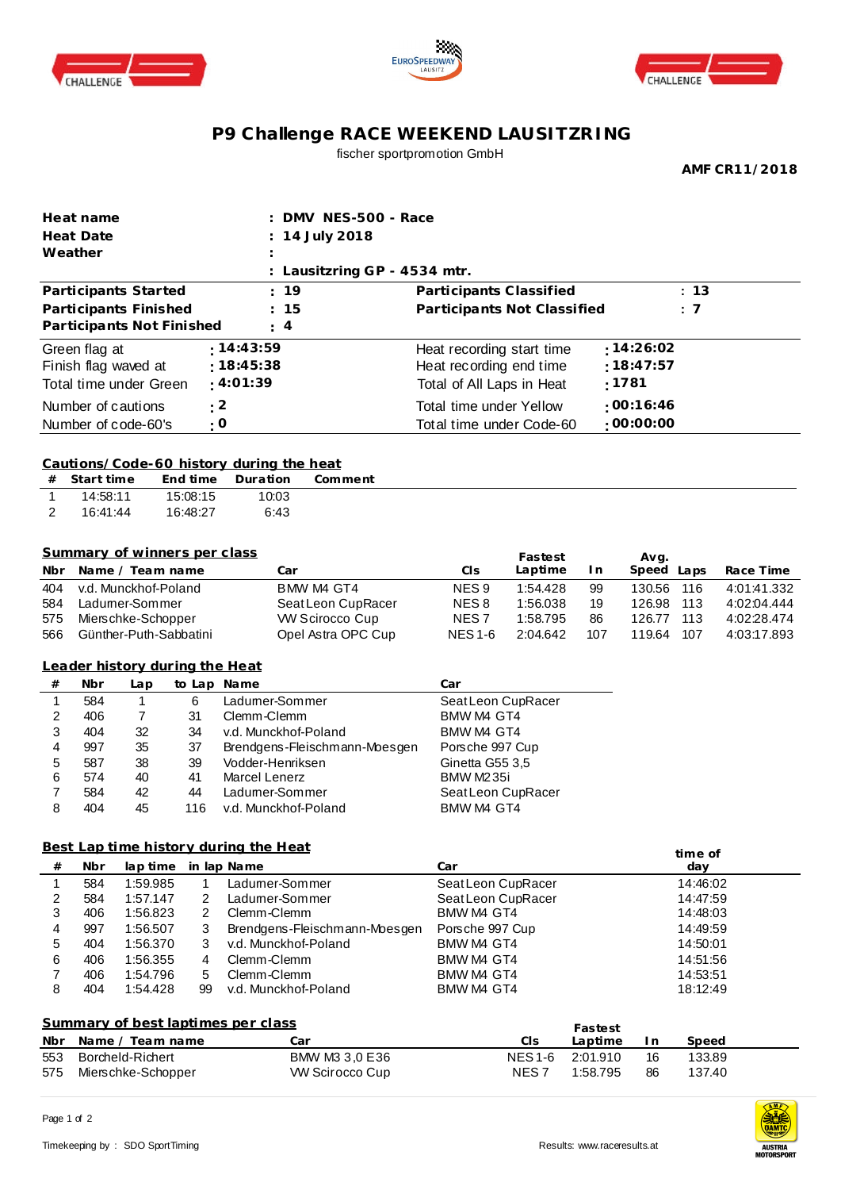# P9 Challenge RACE WEEKEND LAUSITZRING

fischer sportpromotion GmbH

**AMF CR11/2018**

| | |
|---|---|
| **Heat name** | **: DMV NES-500 - Race** |
| **Heat Date** | **: 14 July 2018** |
| **Weather** | **:** |
| | **: Lausitzring GP - 4534 mtr.** |

| | | | |
|---|---|---|---|
| **Participants Started** | **: 19** | **Participants Classified** | **: 13** |
| **Participants Finished** | **: 15** | **Participants Not Classified** | **: 7** |
| **Participants Not Finished** | **: 4** | | |

| | | | |
|---|---|---|---|
| Green flag at | **: 14:43:59** | Heat recording start time | **: 14:26:02** |
| Finish flag waved at | **: 18:45:38** | Heat recording end time | **: 18:47:57** |
| Total time under Green | **: 4:01:39** | Total of All Laps in Heat | **: 1781** |
| Number of cautions | **: 2** | Total time under Yellow | **: 00:16:46** |
| Number of code-60's | **: 0** | Total time under Code-60 | **: 00:00:00** |

## Cautions/Code-60 history during the heat

| # | Start time | End time | Duration | Comment |
|---|---|---|---|---|
| 1 | 14:58:11 | 15:08:15 | 10:03 | |
| 2 | 16:41:44 | 16:48:27 | 6:43 | |

## Summary of winners per class

| Nbr | Name / Team name | Car | Cls | Fastest Laptime | In | Avg. Speed | Laps | Race Time |
|---|---|---|---|---|---|---|---|---|
| 404 | v.d. Munckhof-Poland | BMW M4 GT4 | NES 9 | 1:54.428 | 99 | 130.56 | 116 | 4:01:41.332 |
| 584 | Ladurner-Sommer | Seat Leon CupRacer | NES 8 | 1:56.038 | 19 | 126.98 | 113 | 4:02:04.444 |
| 575 | Mierschke-Schopper | VW Scirocco Cup | NES 7 | 1:58.795 | 86 | 126.77 | 113 | 4:02:28.474 |
| 566 | Günther-Puth-Sabbatini | Opel Astra OPC Cup | NES 1-6 | 2:04.642 | 107 | 119.64 | 107 | 4:03:17.893 |

## Leader history during the Heat

| # | Nbr | Lap | to Lap | Name | Car |
|---|---|---|---|---|---|
| 1 | 584 | 1 | 6 | Ladurner-Sommer | Seat Leon CupRacer |
| 2 | 406 | 7 | 31 | Clemm-Clemm | BMW M4 GT4 |
| 3 | 404 | 32 | 34 | v.d. Munckhof-Poland | BMW M4 GT4 |
| 4 | 997 | 35 | 37 | Brendgens-Fleischmann-Moesgen | Porsche 997 Cup |
| 5 | 587 | 38 | 39 | Vodder-Henriksen | Ginetta G55 3,5 |
| 6 | 574 | 40 | 41 | Marcel Lenerz | BMW M235i |
| 7 | 584 | 42 | 44 | Ladurner-Sommer | Seat Leon CupRacer |
| 8 | 404 | 45 | 116 | v.d. Munckhof-Poland | BMW M4 GT4 |

## Best Lap time history during the Heat

| # | Nbr | lap time | in lap | Name | Car | time of day |
|---|---|---|---|---|---|---|
| 1 | 584 | 1:59.985 | 1 | Ladurner-Sommer | Seat Leon CupRacer | 14:46:02 |
| 2 | 584 | 1:57.147 | 2 | Ladurner-Sommer | Seat Leon CupRacer | 14:47:59 |
| 3 | 406 | 1:56.823 | 2 | Clemm-Clemm | BMW M4 GT4 | 14:48:03 |
| 4 | 997 | 1:56.507 | 3 | Brendgens-Fleischmann-Moesgen | Porsche 997 Cup | 14:49:59 |
| 5 | 404 | 1:56.370 | 3 | v.d. Munckhof-Poland | BMW M4 GT4 | 14:50:01 |
| 6 | 406 | 1:56.355 | 4 | Clemm-Clemm | BMW M4 GT4 | 14:51:56 |
| 7 | 406 | 1:54.796 | 5 | Clemm-Clemm | BMW M4 GT4 | 14:53:51 |
| 8 | 404 | 1:54.428 | 99 | v.d. Munckhof-Poland | BMW M4 GT4 | 18:12:49 |

## Summary of best laptimes per class

| Nbr | Name / Team name | Car | Cls | Fastest Laptime | In | Speed |
|---|---|---|---|---|---|---|
| 553 | Borcheld-Richert | BMW M3 3,0 E36 | NES 1-6 | 2:01.910 | 16 | 133.89 |
| 575 | Mierschke-Schopper | VW Scirocco Cup | NES 7 | 1:58.795 | 86 | 137.40 |

Timekeeping by : SDO SportTiming

Results: www.raceresults.at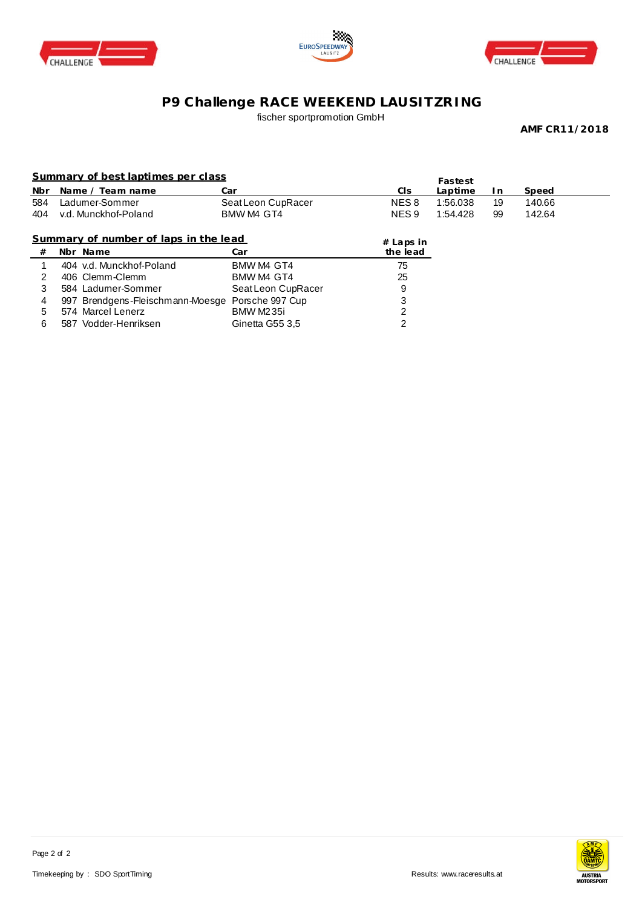# P9 Challenge RACE WEEKEND LAUSITZRING

fischer sportpromotion GmbH

**AMF CR11/2018**

## Summary of best laptimes per class

| Nbr | Name / Team name | Car | Cls | Fastest Laptime | In | Speed |
|---|---|---|---|---|---|---|
| 584 | Ladurner-Sommer | Seat Leon CupRacer | NES 8 | 1:56.038 | 19 | 140.66 |
| 404 | v.d. Munckhof-Poland | BMW M4 GT4 | NES 9 | 1:54.428 | 99 | 142.64 |

## Summary of number of laps in the lead

| # | Nbr | Name | Car | # Laps in the lead |
|---|---|---|---|---|
| 1 | 404 | v.d. Munckhof-Poland | BMW M4 GT4 | 75 |
| 2 | 406 | Clemm-Clemm | BMW M4 GT4 | 25 |
| 3 | 584 | Ladurner-Sommer | Seat Leon CupRacer | 9 |
| 4 | 997 | Brendgens-Fleischmann-Moesge | Porsche 997 Cup | 3 |
| 5 | 574 | Marcel Lenerz | BMW M235i | 2 |
| 6 | 587 | Vodder-Henriksen | Ginetta G55 3,5 | 2 |

Timekeeping by : SDO SportTiming

Results: www.raceresults.at